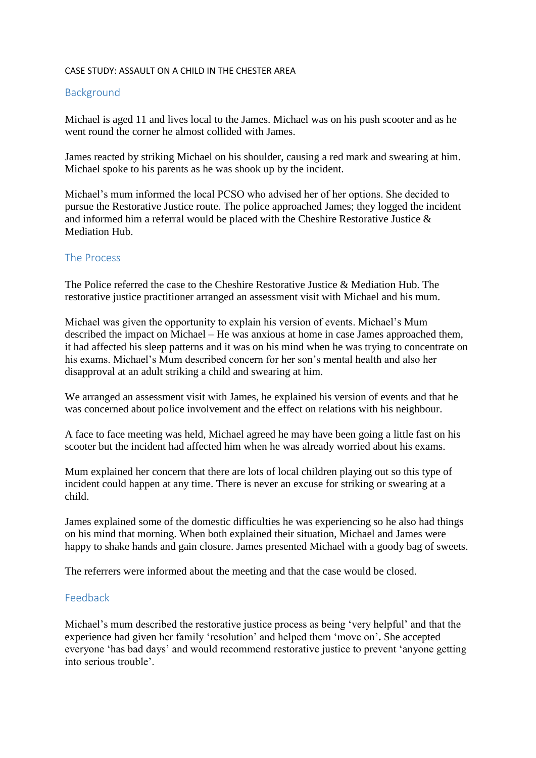# CASE STUDY: ASSAULT ON A CHILD IN THE CHESTER AREA

## Background

Michael is aged 11 and lives local to the James. Michael was on his push scooter and as he went round the corner he almost collided with James.

James reacted by striking Michael on his shoulder, causing a red mark and swearing at him. Michael spoke to his parents as he was shook up by the incident.

Michael's mum informed the local PCSO who advised her of her options. She decided to pursue the Restorative Justice route. The police approached James; they logged the incident and informed him a referral would be placed with the Cheshire Restorative Justice & Mediation Hub.

## The Process

The Police referred the case to the Cheshire Restorative Justice & Mediation Hub. The restorative justice practitioner arranged an assessment visit with Michael and his mum.

Michael was given the opportunity to explain his version of events. Michael's Mum described the impact on Michael – He was anxious at home in case James approached them, it had affected his sleep patterns and it was on his mind when he was trying to concentrate on his exams. Michael's Mum described concern for her son's mental health and also her disapproval at an adult striking a child and swearing at him.

We arranged an assessment visit with James, he explained his version of events and that he was concerned about police involvement and the effect on relations with his neighbour.

A face to face meeting was held, Michael agreed he may have been going a little fast on his scooter but the incident had affected him when he was already worried about his exams.

Mum explained her concern that there are lots of local children playing out so this type of incident could happen at any time. There is never an excuse for striking or swearing at a child.

James explained some of the domestic difficulties he was experiencing so he also had things on his mind that morning. When both explained their situation, Michael and James were happy to shake hands and gain closure. James presented Michael with a goody bag of sweets.

The referrers were informed about the meeting and that the case would be closed.

## Feedback

Michael's mum described the restorative justice process as being 'very helpful' and that the experience had given her family 'resolution' and helped them 'move on'**.** She accepted everyone 'has bad days' and would recommend restorative justice to prevent 'anyone getting into serious trouble'.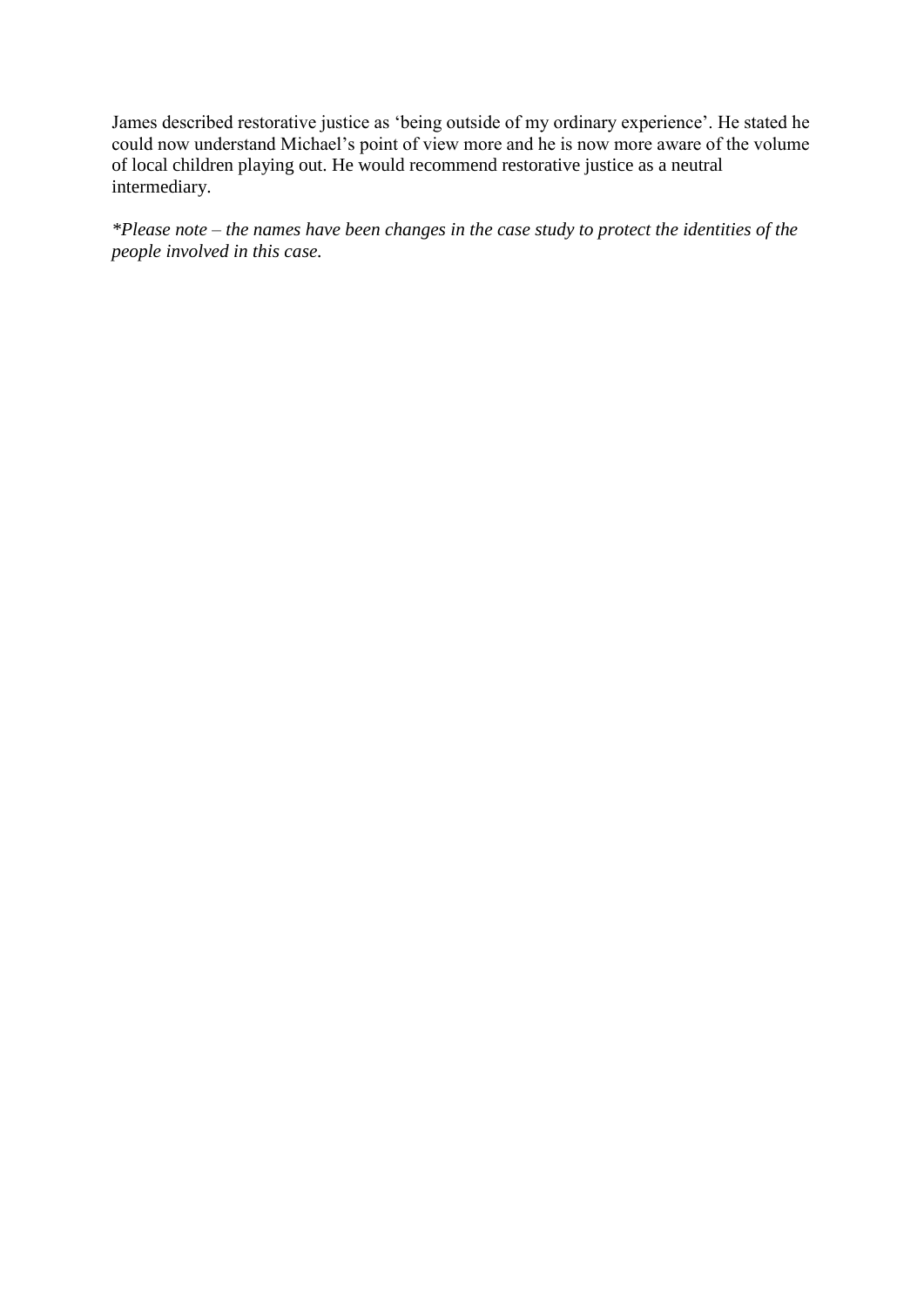James described restorative justice as ‘being outside of my ordinary experience’. He stated he could now understand Michael’s point of view more and he is now more aware of the volume of local children playing out. He would recommend restorative justice as a neutral intermediary.

*\*Please note – the names have been changes in the case study to protect the identities of the people involved in this case.*